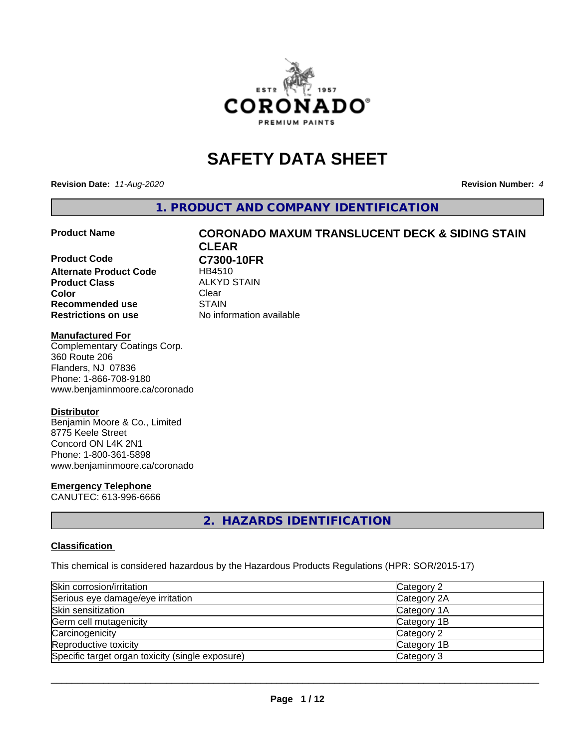# SAFETY DATA SHEET

**Revision Date:** *11-Aug-2020* **Revision Number:** *4*

## 1. PRODUCT AND COMPANY IDENTIFICATION

| | |
|---|---|
| **Product Name** | **CORONADO MAXUM TRANSLUCENT DECK & SIDING STAIN CLEAR** |
| **Product Code** | **C7300-10FR** |
| **Alternate Product Code** | HB4510 |
| **Product Class** | ALKYD STAIN |
| **Color** | Clear |
| **Recommended use** | STAIN |
| **Restrictions on use** | No information available |

**Manufactured For**
Complementary Coatings Corp.
360 Route 206
Flanders, NJ 07836
Phone: 1-866-708-9180
www.benjaminmoore.ca/coronado

**Distributor**
Benjamin Moore & Co., Limited
8775 Keele Street
Concord ON L4K 2N1
Phone: 1-800-361-5898
www.benjaminmoore.ca/coronado

**Emergency Telephone**
CANUTEC: 613-996-6666

## 2. HAZARDS IDENTIFICATION

**Classification**

This chemical is considered hazardous by the Hazardous Products Regulations (HPR: SOR/2015-17)

| | |
|---|---|
| Skin corrosion/irritation | Category 2 |
| Serious eye damage/eye irritation | Category 2A |
| Skin sensitization | Category 1A |
| Germ cell mutagenicity | Category 1B |
| Carcinogenicity | Category 2 |
| Reproductive toxicity | Category 1B |
| Specific target organ toxicity (single exposure) | Category 3 |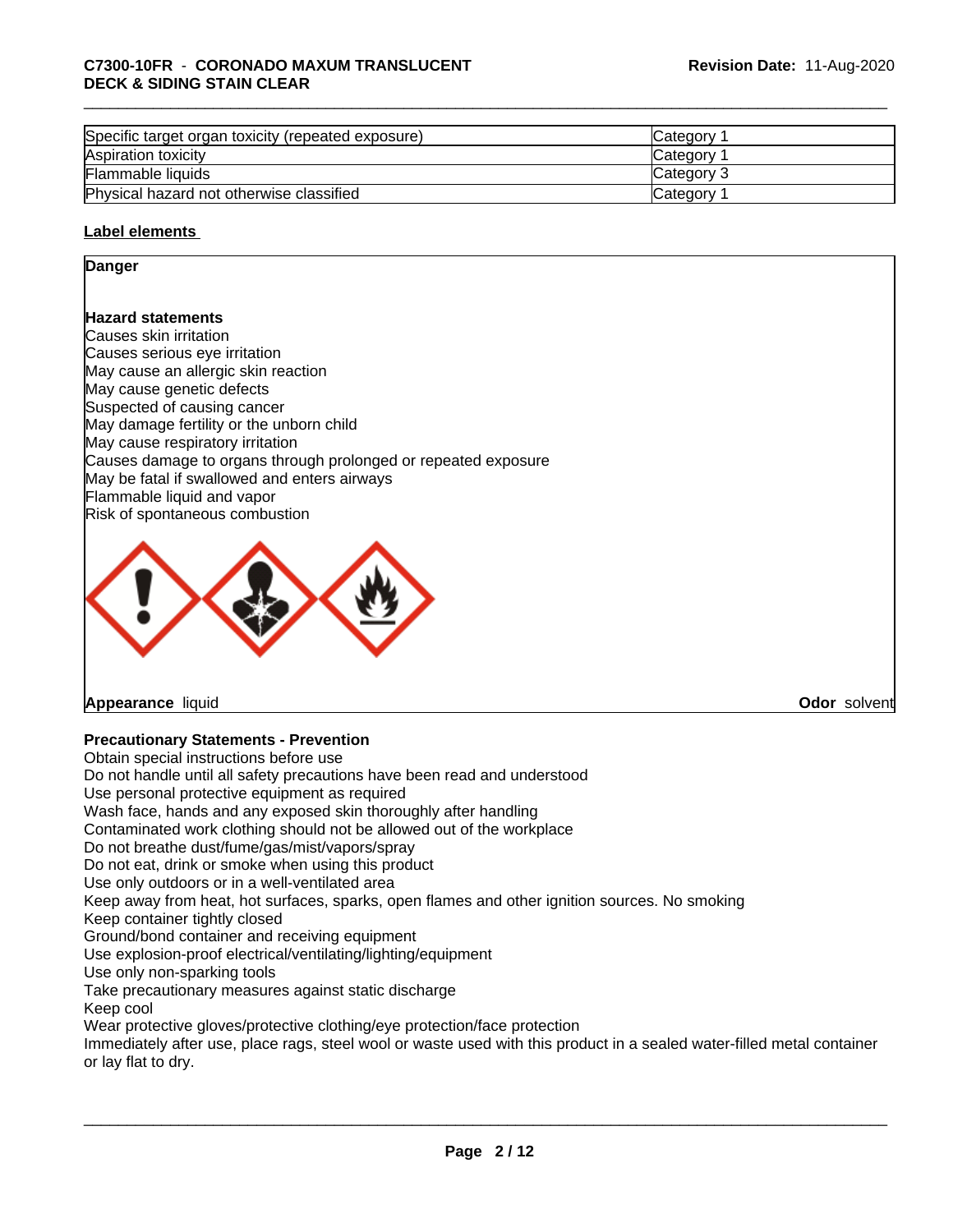| Specific target organ toxicity (repeated exposure) | Category 1 |
|---|---|
| Aspiration toxicity | Category 1 |
| Flammable liquids | Category 3 |
| Physical hazard not otherwise classified | Category 1 |

**Label elements**

**Danger**

**Hazard statements**

Causes skin irritation
Causes serious eye irritation
May cause an allergic skin reaction
May cause genetic defects
Suspected of causing cancer
May damage fertility or the unborn child
May cause respiratory irritation
Causes damage to organs through prolonged or repeated exposure
May be fatal if swallowed and enters airways
Flammable liquid and vapor
Risk of spontaneous combustion

**Appearance** liquid

**Odor** solvent

**Precautionary Statements - Prevention**

Obtain special instructions before use
Do not handle until all safety precautions have been read and understood
Use personal protective equipment as required
Wash face, hands and any exposed skin thoroughly after handling
Contaminated work clothing should not be allowed out of the workplace
Do not breathe dust/fume/gas/mist/vapors/spray
Do not eat, drink or smoke when using this product
Use only outdoors or in a well-ventilated area
Keep away from heat, hot surfaces, sparks, open flames and other ignition sources. No smoking
Keep container tightly closed
Ground/bond container and receiving equipment
Use explosion-proof electrical/ventilating/lighting/equipment
Use only non-sparking tools
Take precautionary measures against static discharge
Keep cool
Wear protective gloves/protective clothing/eye protection/face protection
Immediately after use, place rags, steel wool or waste used with this product in a sealed water-filled metal container or lay flat to dry.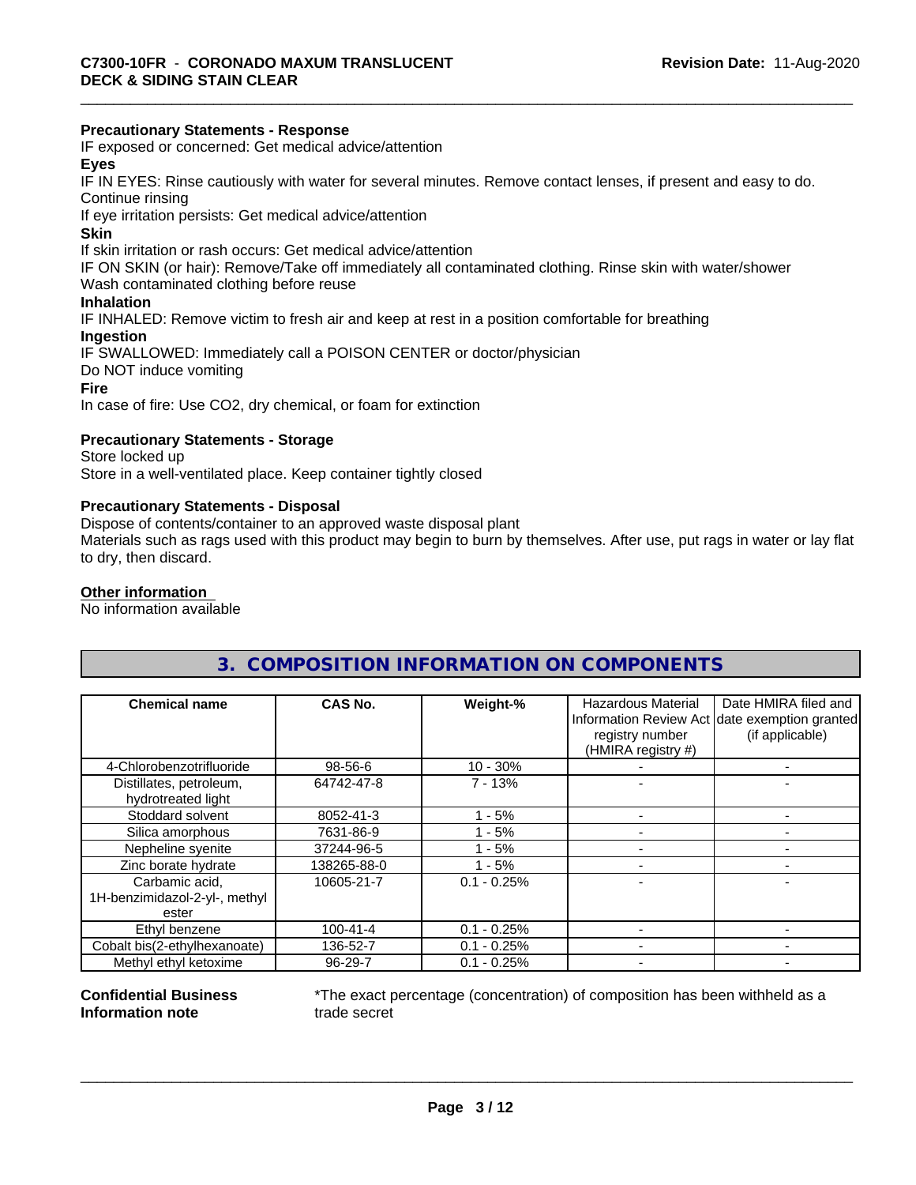**Precautionary Statements - Response**

IF exposed or concerned: Get medical advice/attention

**Eyes**

IF IN EYES: Rinse cautiously with water for several minutes. Remove contact lenses, if present and easy to do. Continue rinsing

If eye irritation persists: Get medical advice/attention

**Skin**

If skin irritation or rash occurs: Get medical advice/attention

IF ON SKIN (or hair): Remove/Take off immediately all contaminated clothing. Rinse skin with water/shower

Wash contaminated clothing before reuse

**Inhalation**

IF INHALED: Remove victim to fresh air and keep at rest in a position comfortable for breathing

**Ingestion**

IF SWALLOWED: Immediately call a POISON CENTER or doctor/physician

Do NOT induce vomiting

**Fire**

In case of fire: Use CO2, dry chemical, or foam for extinction

**Precautionary Statements - Storage**

Store locked up

Store in a well-ventilated place. Keep container tightly closed

**Precautionary Statements - Disposal**

Dispose of contents/container to an approved waste disposal plant

Materials such as rags used with this product may begin to burn by themselves. After use, put rags in water or lay flat to dry, then discard.

**Other information**

No information available

## 3. COMPOSITION INFORMATION ON COMPONENTS

| Chemical name | CAS No. | Weight-% | Hazardous Material Information Review Act registry number (HMIRA registry #) | Date HMIRA filed and date exemption granted (if applicable) |
|---|---|---|---|---|
| 4-Chlorobenzotrifluoride | 98-56-6 | 10 - 30% | - | - |
| Distillates, petroleum, hydrotreated light | 64742-47-8 | 7 - 13% | - | - |
| Stoddard solvent | 8052-41-3 | 1 - 5% | - | - |
| Silica amorphous | 7631-86-9 | 1 - 5% | - | - |
| Nepheline syenite | 37244-96-5 | 1 - 5% | - | - |
| Zinc borate hydrate | 138265-88-0 | 1 - 5% | - | - |
| Carbamic acid, 1H-benzimidazol-2-yl-, methyl ester | 10605-21-7 | 0.1 - 0.25% | - | - |
| Ethyl benzene | 100-41-4 | 0.1 - 0.25% | - | - |
| Cobalt bis(2-ethylhexanoate) | 136-52-7 | 0.1 - 0.25% | - | - |
| Methyl ethyl ketoxime | 96-29-7 | 0.1 - 0.25% | - | - |

**Confidential Business Information note**

*The exact percentage (concentration) of composition has been withheld as a trade secret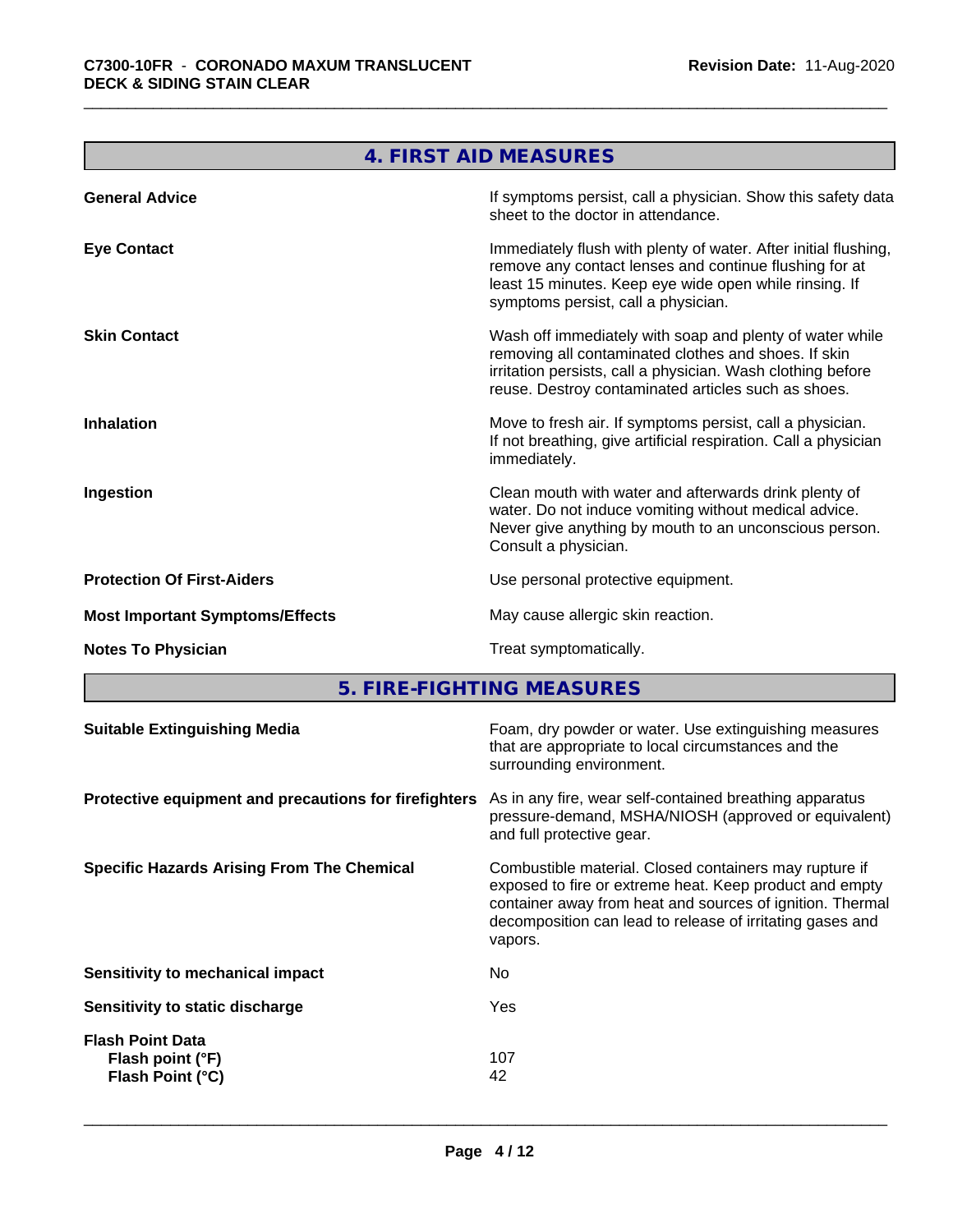## 4. FIRST AID MEASURES

| | |
|---|---|
| **General Advice** | If symptoms persist, call a physician. Show this safety data sheet to the doctor in attendance. |
| **Eye Contact** | Immediately flush with plenty of water. After initial flushing, remove any contact lenses and continue flushing for at least 15 minutes. Keep eye wide open while rinsing. If symptoms persist, call a physician. |
| **Skin Contact** | Wash off immediately with soap and plenty of water while removing all contaminated clothes and shoes. If skin irritation persists, call a physician. Wash clothing before reuse. Destroy contaminated articles such as shoes. |
| **Inhalation** | Move to fresh air. If symptoms persist, call a physician. If not breathing, give artificial respiration. Call a physician immediately. |
| **Ingestion** | Clean mouth with water and afterwards drink plenty of water. Do not induce vomiting without medical advice. Never give anything by mouth to an unconscious person. Consult a physician. |
| **Protection Of First-Aiders** | Use personal protective equipment. |
| **Most Important Symptoms/Effects** | May cause allergic skin reaction. |
| **Notes To Physician** | Treat symptomatically. |

## 5. FIRE-FIGHTING MEASURES

| | |
|---|---|
| **Suitable Extinguishing Media** | Foam, dry powder or water. Use extinguishing measures that are appropriate to local circumstances and the surrounding environment. |
| **Protective equipment and precautions for firefighters** | As in any fire, wear self-contained breathing apparatus pressure-demand, MSHA/NIOSH (approved or equivalent) and full protective gear. |
| **Specific Hazards Arising From The Chemical** | Combustible material. Closed containers may rupture if exposed to fire or extreme heat. Keep product and empty container away from heat and sources of ignition. Thermal decomposition can lead to release of irritating gases and vapors. |
| **Sensitivity to mechanical impact** | No |
| **Sensitivity to static discharge** | Yes |
| **Flash Point Data** | |
| **Flash point (°F)** | 107 |
| **Flash Point (°C)** | 42 |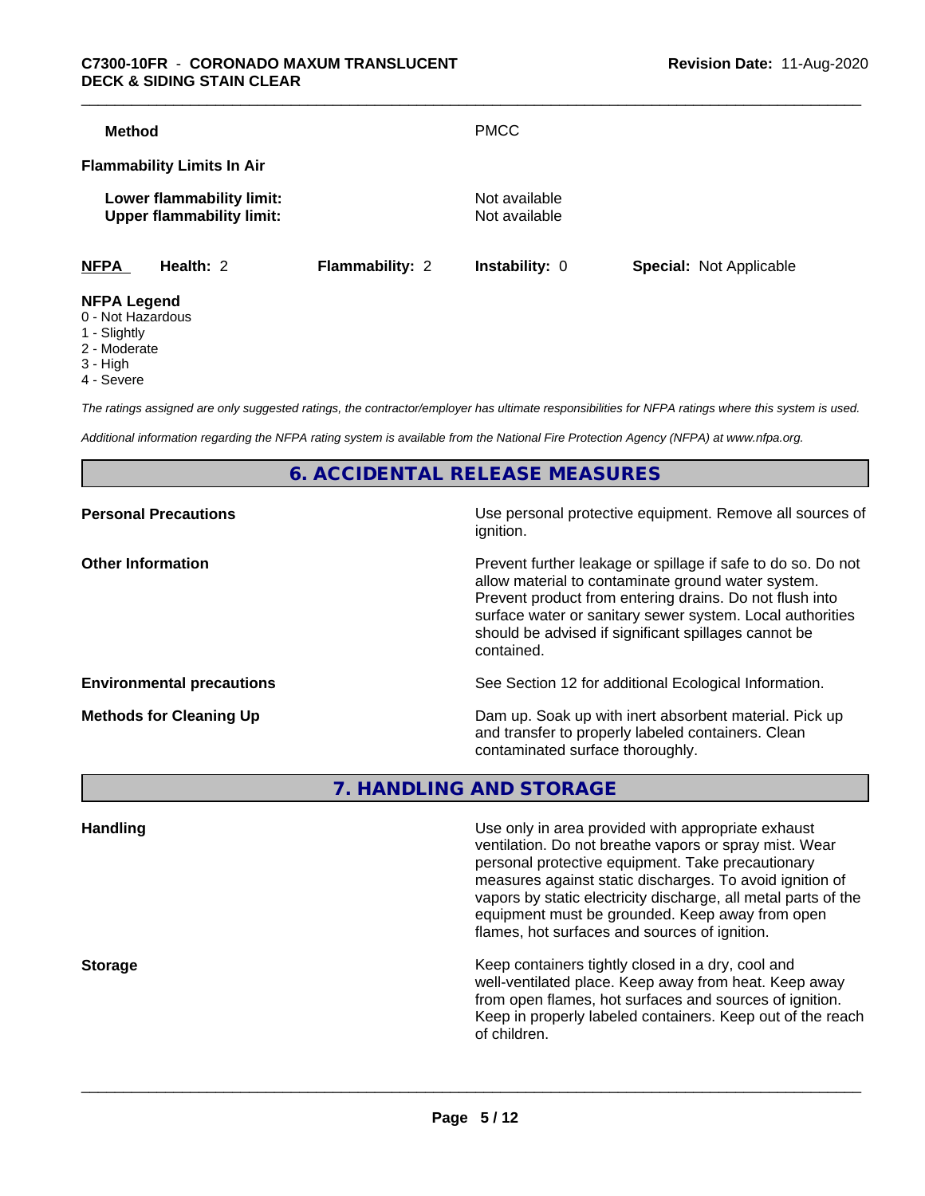| | |
|---|---|
| **Method** | PMCC |

**Flammability Limits In Air**

| | |
|---|---|
| **Lower flammability limit:** | Not available |
| **Upper flammability limit:** | Not available |

| **NFPA** | **Health:** 2 | **Flammability:** 2 | **Instability:** 0 | **Special:** Not Applicable |
|---|---|---|---|---|

**NFPA Legend**
- 0 - Not Hazardous
- 1 - Slightly
- 2 - Moderate
- 3 - High
- 4 - Severe

*The ratings assigned are only suggested ratings, the contractor/employer has ultimate responsibilities for NFPA ratings where this system is used.*

*Additional information regarding the NFPA rating system is available from the National Fire Protection Agency (NFPA) at www.nfpa.org.*

## 6. ACCIDENTAL RELEASE MEASURES

| | |
|---|---|
| **Personal Precautions** | Use personal protective equipment. Remove all sources of ignition. |
| **Other Information** | Prevent further leakage or spillage if safe to do so. Do not allow material to contaminate ground water system. Prevent product from entering drains. Do not flush into surface water or sanitary sewer system. Local authorities should be advised if significant spillages cannot be contained. |
| **Environmental precautions** | See Section 12 for additional Ecological Information. |
| **Methods for Cleaning Up** | Dam up. Soak up with inert absorbent material. Pick up and transfer to properly labeled containers. Clean contaminated surface thoroughly. |

## 7. HANDLING AND STORAGE

| | |
|---|---|
| **Handling** | Use only in area provided with appropriate exhaust ventilation. Do not breathe vapors or spray mist. Wear personal protective equipment. Take precautionary measures against static discharges. To avoid ignition of vapors by static electricity discharge, all metal parts of the equipment must be grounded. Keep away from open flames, hot surfaces and sources of ignition. |
| **Storage** | Keep containers tightly closed in a dry, cool and well-ventilated place. Keep away from heat. Keep away from open flames, hot surfaces and sources of ignition. Keep in properly labeled containers. Keep out of the reach of children. |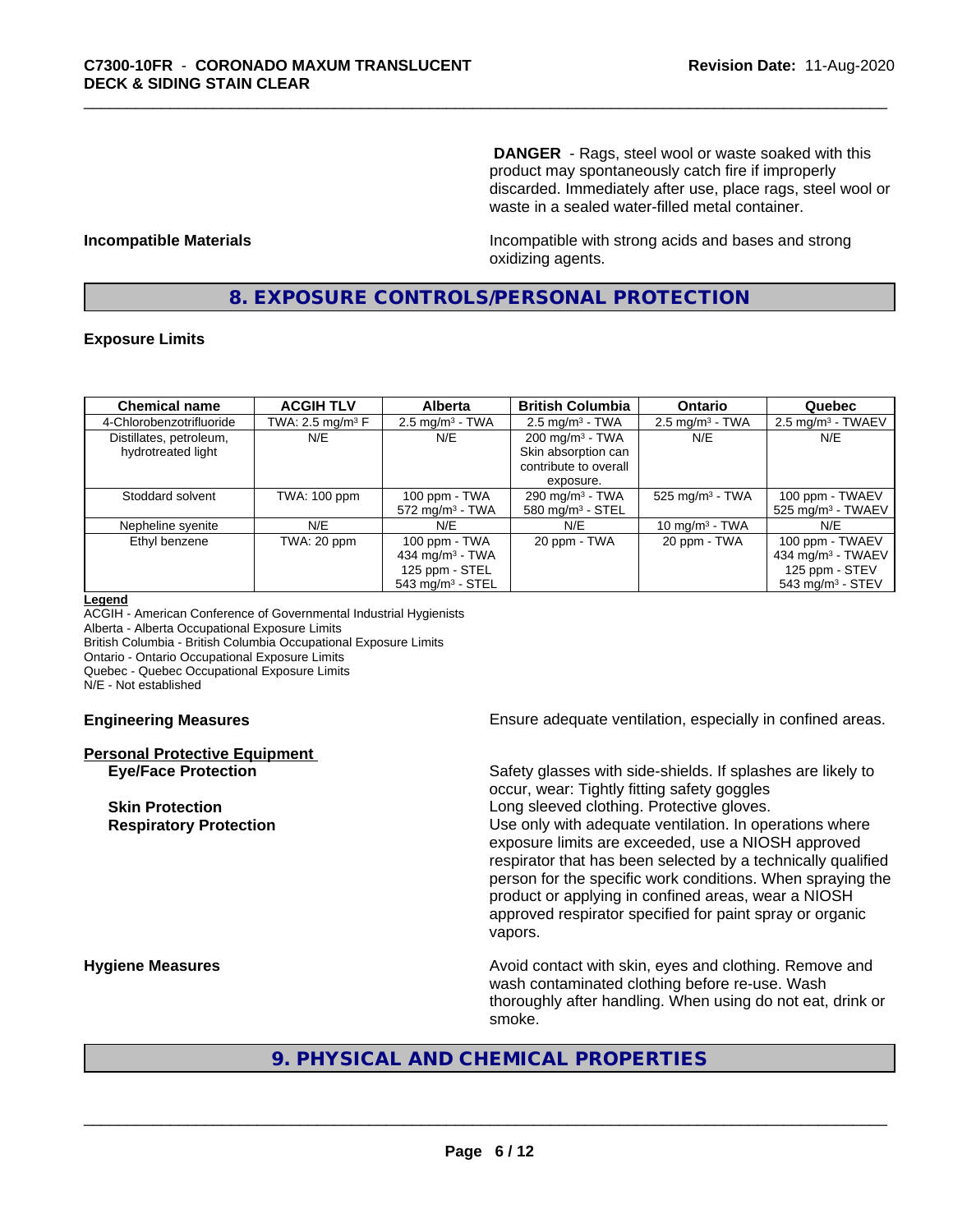**DANGER** - Rags, steel wool or waste soaked with this product may spontaneously catch fire if improperly discarded. Immediately after use, place rags, steel wool or waste in a sealed water-filled metal container.

**Incompatible Materials**

Incompatible with strong acids and bases and strong oxidizing agents.

## 8. EXPOSURE CONTROLS/PERSONAL PROTECTION

### Exposure Limits

| Chemical name | ACGIH TLV | Alberta | British Columbia | Ontario | Quebec |
|---|---|---|---|---|---|
| 4-Chlorobenzotrifluoride | TWA: 2.5 mg/m³ F | 2.5 mg/m³ - TWA | 2.5 mg/m³ - TWA | 2.5 mg/m³ - TWA | 2.5 mg/m³ - TWAEV |
| Distillates, petroleum, hydrotreated light | N/E | N/E | 200 mg/m³ - TWA<br>Skin absorption can contribute to overall exposure. | N/E | N/E |
| Stoddard solvent | TWA: 100 ppm | 100 ppm - TWA<br>572 mg/m³ - TWA | 290 mg/m³ - TWA<br>580 mg/m³ - STEL | 525 mg/m³ - TWA | 100 ppm - TWAEV<br>525 mg/m³ - TWAEV |
| Nepheline syenite | N/E | N/E | N/E | 10 mg/m³ - TWA | N/E |
| Ethyl benzene | TWA: 20 ppm | 100 ppm - TWA<br>434 mg/m³ - TWA<br>125 ppm - STEL<br>543 mg/m³ - STEL | 20 ppm - TWA | 20 ppm - TWA | 100 ppm - TWAEV<br>434 mg/m³ - TWAEV<br>125 ppm - STEV<br>543 mg/m³ - STEV |

**Legend**
ACGIH - American Conference of Governmental Industrial Hygienists
Alberta - Alberta Occupational Exposure Limits
British Columbia - British Columbia Occupational Exposure Limits
Ontario - Ontario Occupational Exposure Limits
Quebec - Quebec Occupational Exposure Limits
N/E - Not established

**Engineering Measures**

Ensure adequate ventilation, especially in confined areas.

**Personal Protective Equipment**

**Eye/Face Protection**

Safety glasses with side-shields. If splashes are likely to occur, wear: Tightly fitting safety goggles

**Skin Protection**

Long sleeved clothing. Protective gloves.

**Respiratory Protection**

Use only with adequate ventilation. In operations where exposure limits are exceeded, use a NIOSH approved respirator that has been selected by a technically qualified person for the specific work conditions. When spraying the product or applying in confined areas, wear a NIOSH approved respirator specified for paint spray or organic vapors.

**Hygiene Measures**

Avoid contact with skin, eyes and clothing. Remove and wash contaminated clothing before re-use. Wash thoroughly after handling. When using do not eat, drink or smoke.

## 9. PHYSICAL AND CHEMICAL PROPERTIES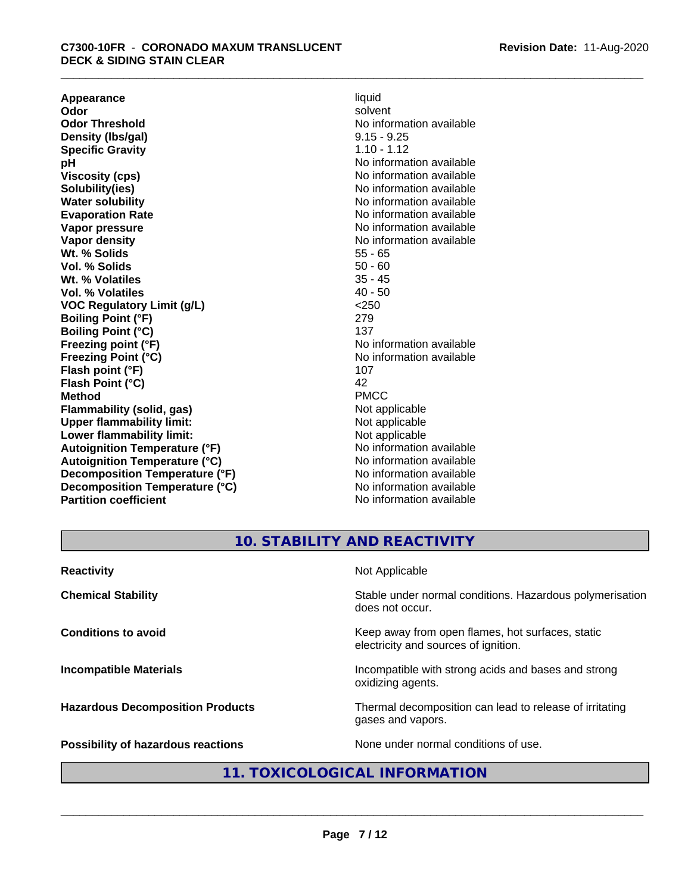| Property | Value |
| --- | --- |
| **Appearance** | liquid |
| **Odor** | solvent |
| **Odor Threshold** | No information available |
| **Density (lbs/gal)** | 9.15 - 9.25 |
| **Specific Gravity** | 1.10 - 1.12 |
| **pH** | No information available |
| **Viscosity (cps)** | No information available |
| **Solubility(ies)** | No information available |
| **Water solubility** | No information available |
| **Evaporation Rate** | No information available |
| **Vapor pressure** | No information available |
| **Vapor density** | No information available |
| **Wt. % Solids** | 55 - 65 |
| **Vol. % Solids** | 50 - 60 |
| **Wt. % Volatiles** | 35 - 45 |
| **Vol. % Volatiles** | 40 - 50 |
| **VOC Regulatory Limit (g/L)** | <250 |
| **Boiling Point (°F)** | 279 |
| **Boiling Point (°C)** | 137 |
| **Freezing point (°F)** | No information available |
| **Freezing Point (°C)** | No information available |
| **Flash point (°F)** | 107 |
| **Flash Point (°C)** | 42 |
| **Method** | PMCC |
| **Flammability (solid, gas)** | Not applicable |
| **Upper flammability limit:** | Not applicable |
| **Lower flammability limit:** | Not applicable |
| **Autoignition Temperature (°F)** | No information available |
| **Autoignition Temperature (°C)** | No information available |
| **Decomposition Temperature (°F)** | No information available |
| **Decomposition Temperature (°C)** | No information available |
| **Partition coefficient** | No information available |

## 10. STABILITY AND REACTIVITY

| | |
| --- | --- |
| **Reactivity** | Not Applicable |
| **Chemical Stability** | Stable under normal conditions. Hazardous polymerisation does not occur. |
| **Conditions to avoid** | Keep away from open flames, hot surfaces, static electricity and sources of ignition. |
| **Incompatible Materials** | Incompatible with strong acids and bases and strong oxidizing agents. |
| **Hazardous Decomposition Products** | Thermal decomposition can lead to release of irritating gases and vapors. |
| **Possibility of hazardous reactions** | None under normal conditions of use. |

## 11. TOXICOLOGICAL INFORMATION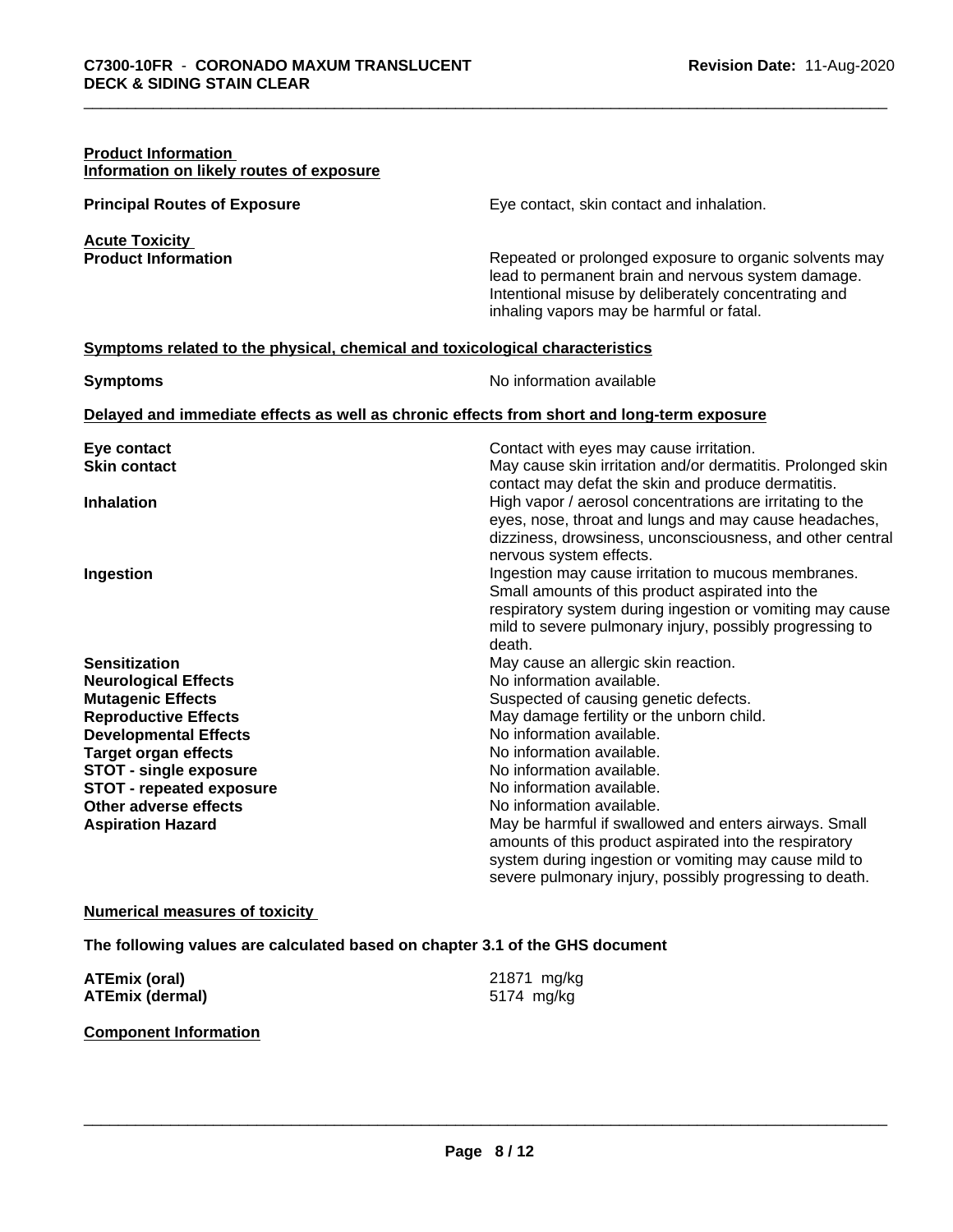**Product Information**

**Information on likely routes of exposure**

**Principal Routes of Exposure** Eye contact, skin contact and inhalation.

**Acute Toxicity**

**Product Information** Repeated or prolonged exposure to organic solvents may lead to permanent brain and nervous system damage. Intentional misuse by deliberately concentrating and inhaling vapors may be harmful or fatal.

**Symptoms related to the physical, chemical and toxicological characteristics**

**Symptoms** No information available

**Delayed and immediate effects as well as chronic effects from short and long-term exposure**

| | |
|---|---|
| **Eye contact** | Contact with eyes may cause irritation. |
| **Skin contact** | May cause skin irritation and/or dermatitis. Prolonged skin contact may defat the skin and produce dermatitis. |
| **Inhalation** | High vapor / aerosol concentrations are irritating to the eyes, nose, throat and lungs and may cause headaches, dizziness, drowsiness, unconsciousness, and other central nervous system effects. |
| **Ingestion** | Ingestion may cause irritation to mucous membranes. Small amounts of this product aspirated into the respiratory system during ingestion or vomiting may cause mild to severe pulmonary injury, possibly progressing to death. |
| **Sensitization** | May cause an allergic skin reaction. |
| **Neurological Effects** | No information available. |
| **Mutagenic Effects** | Suspected of causing genetic defects. |
| **Reproductive Effects** | May damage fertility or the unborn child. |
| **Developmental Effects** | No information available. |
| **Target organ effects** | No information available. |
| **STOT - single exposure** | No information available. |
| **STOT - repeated exposure** | No information available. |
| **Other adverse effects** | No information available. |
| **Aspiration Hazard** | May be harmful if swallowed and enters airways. Small amounts of this product aspirated into the respiratory system during ingestion or vomiting may cause mild to severe pulmonary injury, possibly progressing to death. |

**Numerical measures of toxicity**

**The following values are calculated based on chapter 3.1 of the GHS document**

| | |
|---|---|
| **ATEmix (oral)** | 21871 mg/kg |
| **ATEmix (dermal)** | 5174 mg/kg |

**Component Information**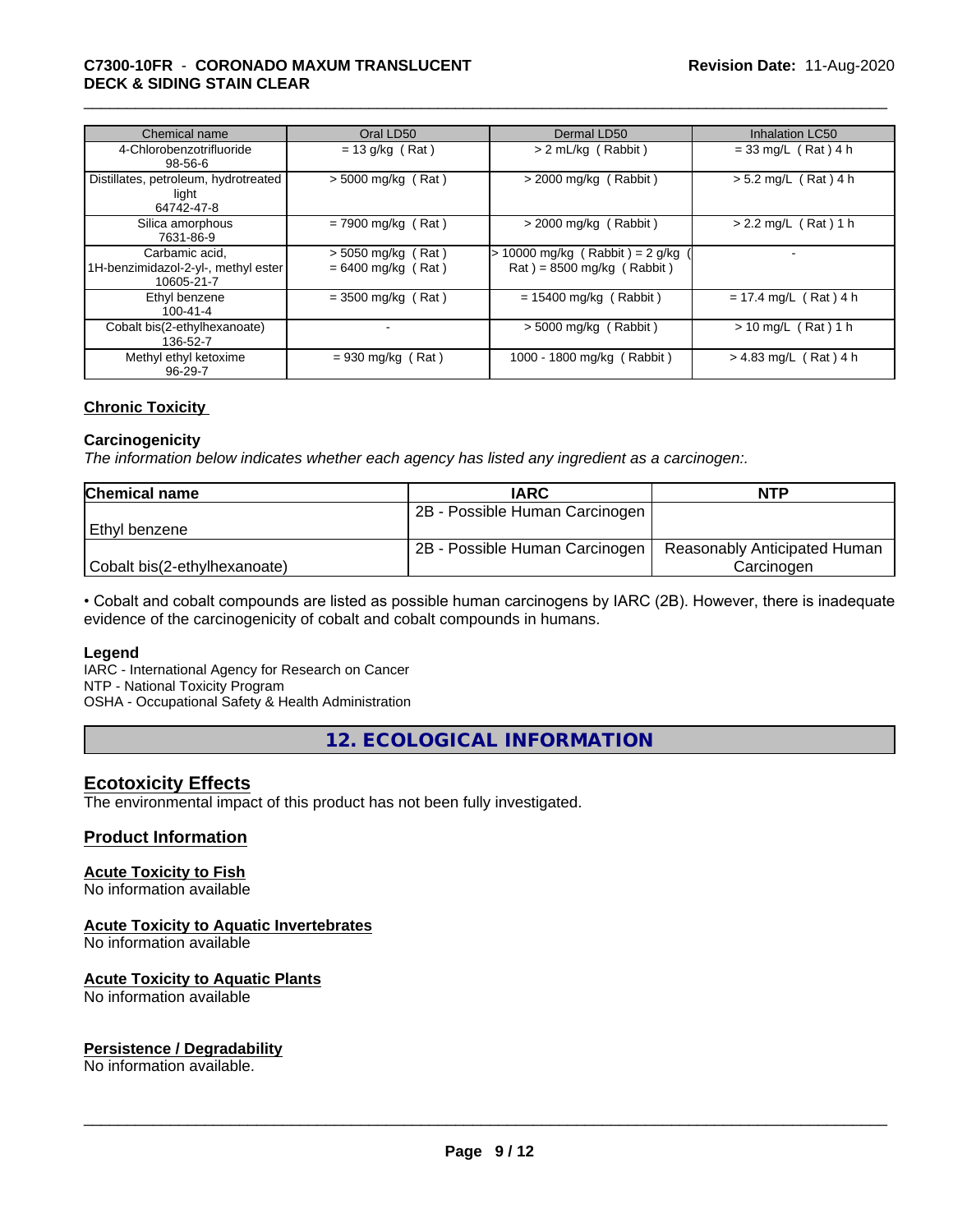| Chemical name | Oral LD50 | Dermal LD50 | Inhalation LC50 |
| --- | --- | --- | --- |
| 4-Chlorobenzotrifluoride<br>98-56-6 | = 13 g/kg ( Rat ) | > 2 mL/kg ( Rabbit ) | = 33 mg/L ( Rat ) 4 h |
| Distillates, petroleum, hydrotreated light<br>64742-47-8 | > 5000 mg/kg ( Rat ) | > 2000 mg/kg ( Rabbit ) | > 5.2 mg/L ( Rat ) 4 h |
| Silica amorphous<br>7631-86-9 | = 7900 mg/kg ( Rat ) | > 2000 mg/kg ( Rabbit ) | > 2.2 mg/L ( Rat ) 1 h |
| Carbamic acid, 1H-benzimidazol-2-yl-, methyl ester<br>10605-21-7 | > 5050 mg/kg ( Rat )<br>= 6400 mg/kg ( Rat ) | > 10000 mg/kg ( Rabbit ) = 2 g/kg ( Rat ) = 8500 mg/kg ( Rabbit ) | - |
| Ethyl benzene<br>100-41-4 | = 3500 mg/kg ( Rat ) | = 15400 mg/kg ( Rabbit ) | = 17.4 mg/L ( Rat ) 4 h |
| Cobalt bis(2-ethylhexanoate)<br>136-52-7 | - | > 5000 mg/kg ( Rabbit ) | > 10 mg/L ( Rat ) 1 h |
| Methyl ethyl ketoxime<br>96-29-7 | = 930 mg/kg ( Rat ) | 1000 - 1800 mg/kg ( Rabbit ) | > 4.83 mg/L ( Rat ) 4 h |

**Chronic Toxicity**

**Carcinogenicity**

*The information below indicates whether each agency has listed any ingredient as a carcinogen:.*

| Chemical name | IARC | NTP |
| --- | --- | --- |
| Ethyl benzene | 2B - Possible Human Carcinogen | |
| Cobalt bis(2-ethylhexanoate) | 2B - Possible Human Carcinogen | Reasonably Anticipated Human Carcinogen |

• Cobalt and cobalt compounds are listed as possible human carcinogens by IARC (2B). However, there is inadequate evidence of the carcinogenicity of cobalt and cobalt compounds in humans.

**Legend**

IARC - International Agency for Research on Cancer
NTP - National Toxicity Program
OSHA - Occupational Safety & Health Administration

## 12. ECOLOGICAL INFORMATION

**Ecotoxicity Effects**

The environmental impact of this product has not been fully investigated.

**Product Information**

**Acute Toxicity to Fish**

No information available

**Acute Toxicity to Aquatic Invertebrates**

No information available

**Acute Toxicity to Aquatic Plants**

No information available

**Persistence / Degradability**

No information available.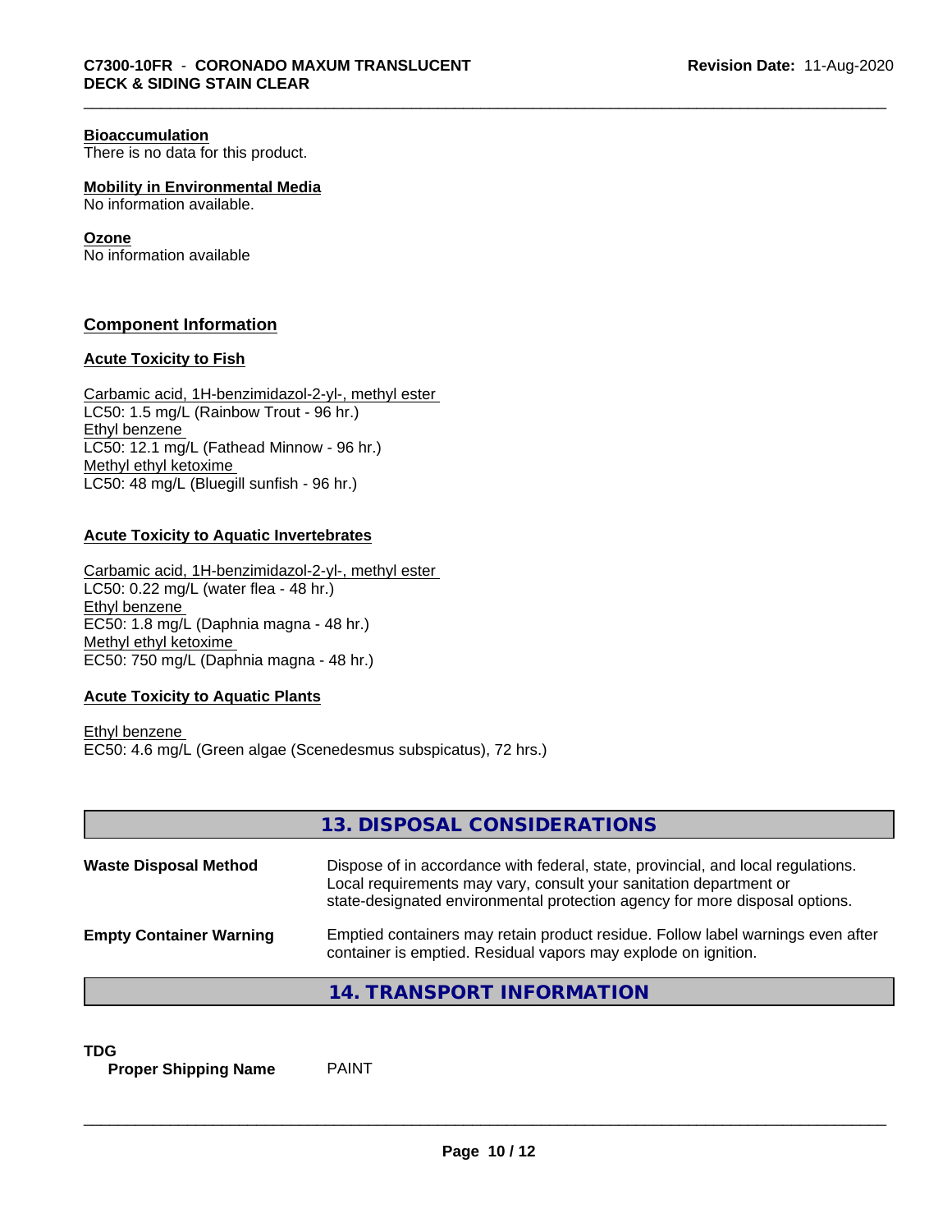**Bioaccumulation**
There is no data for this product.

**Mobility in Environmental Media**
No information available.

**Ozone**
No information available

## Component Information

### Acute Toxicity to Fish

Carbamic acid, 1H-benzimidazol-2-yl-, methyl ester
LC50: 1.5 mg/L (Rainbow Trout - 96 hr.)
Ethyl benzene
LC50: 12.1 mg/L (Fathead Minnow - 96 hr.)
Methyl ethyl ketoxime
LC50: 48 mg/L (Bluegill sunfish - 96 hr.)

### Acute Toxicity to Aquatic Invertebrates

Carbamic acid, 1H-benzimidazol-2-yl-, methyl ester
LC50: 0.22 mg/L (water flea - 48 hr.)
Ethyl benzene
EC50: 1.8 mg/L (Daphnia magna - 48 hr.)
Methyl ethyl ketoxime
EC50: 750 mg/L (Daphnia magna - 48 hr.)

### Acute Toxicity to Aquatic Plants

Ethyl benzene
EC50: 4.6 mg/L (Green algae (Scenedesmus subspicatus), 72 hrs.)

## 13. DISPOSAL CONSIDERATIONS

| | |
|---|---|
| **Waste Disposal Method** | Dispose of in accordance with federal, state, provincial, and local regulations. Local requirements may vary, consult your sanitation department or state-designated environmental protection agency for more disposal options. |
| **Empty Container Warning** | Emptied containers may retain product residue. Follow label warnings even after container is emptied. Residual vapors may explode on ignition. |

## 14. TRANSPORT INFORMATION

**TDG**

| | |
|---|---|
| **Proper Shipping Name** | PAINT |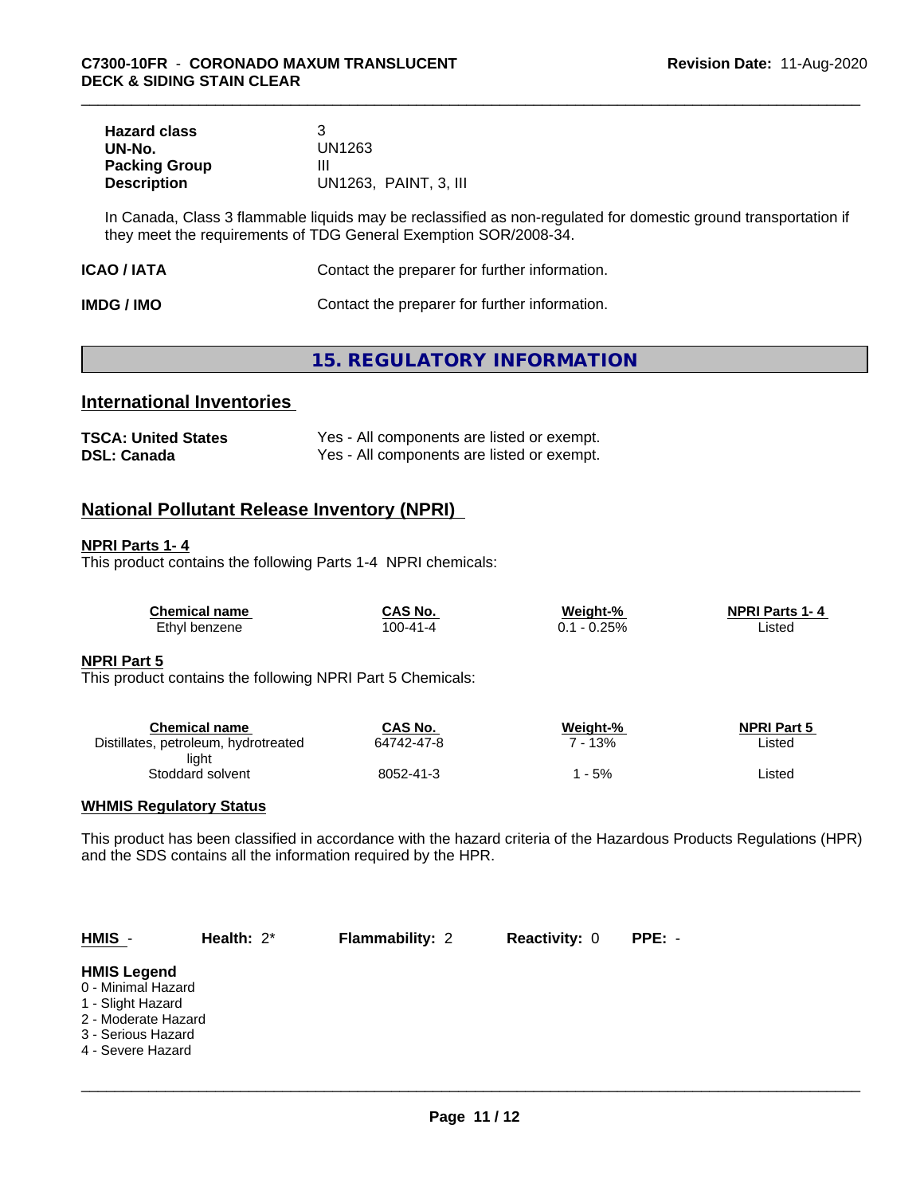| | |
|---|---|
| **Hazard class** | 3 |
| **UN-No.** | UN1263 |
| **Packing Group** | III |
| **Description** | UN1263, PAINT, 3, III |

In Canada, Class 3 flammable liquids may be reclassified as non-regulated for domestic ground transportation if they meet the requirements of TDG General Exemption SOR/2008-34.

| | |
|---|---|
| **ICAO / IATA** | Contact the preparer for further information. |
| **IMDG / IMO** | Contact the preparer for further information. |

## 15. REGULATORY INFORMATION

### International Inventories

| | |
|---|---|
| **TSCA: United States** | Yes - All components are listed or exempt. |
| **DSL: Canada** | Yes - All components are listed or exempt. |

### National Pollutant Release Inventory (NPRI)

**NPRI Parts 1- 4**

This product contains the following Parts 1-4 NPRI chemicals:

| Chemical name | CAS No. | Weight-% | NPRI Parts 1- 4 |
|---|---|---|---|
| Ethyl benzene | 100-41-4 | 0.1 - 0.25% | Listed |

**NPRI Part 5**

This product contains the following NPRI Part 5 Chemicals:

| Chemical name | CAS No. | Weight-% | NPRI Part 5 |
|---|---|---|---|
| Distillates, petroleum, hydrotreated light | 64742-47-8 | 7 - 13% | Listed |
| Stoddard solvent | 8052-41-3 | 1 - 5% | Listed |

**WHMIS Regulatory Status**

This product has been classified in accordance with the hazard criteria of the Hazardous Products Regulations (HPR) and the SDS contains all the information required by the HPR.

| **HMIS** - | **Health:** 2* | **Flammability:** 2 | **Reactivity:** 0 | **PPE:** - |
|---|---|---|---|---|

**HMIS Legend**

0 - Minimal Hazard
1 - Slight Hazard
2 - Moderate Hazard
3 - Serious Hazard
4 - Severe Hazard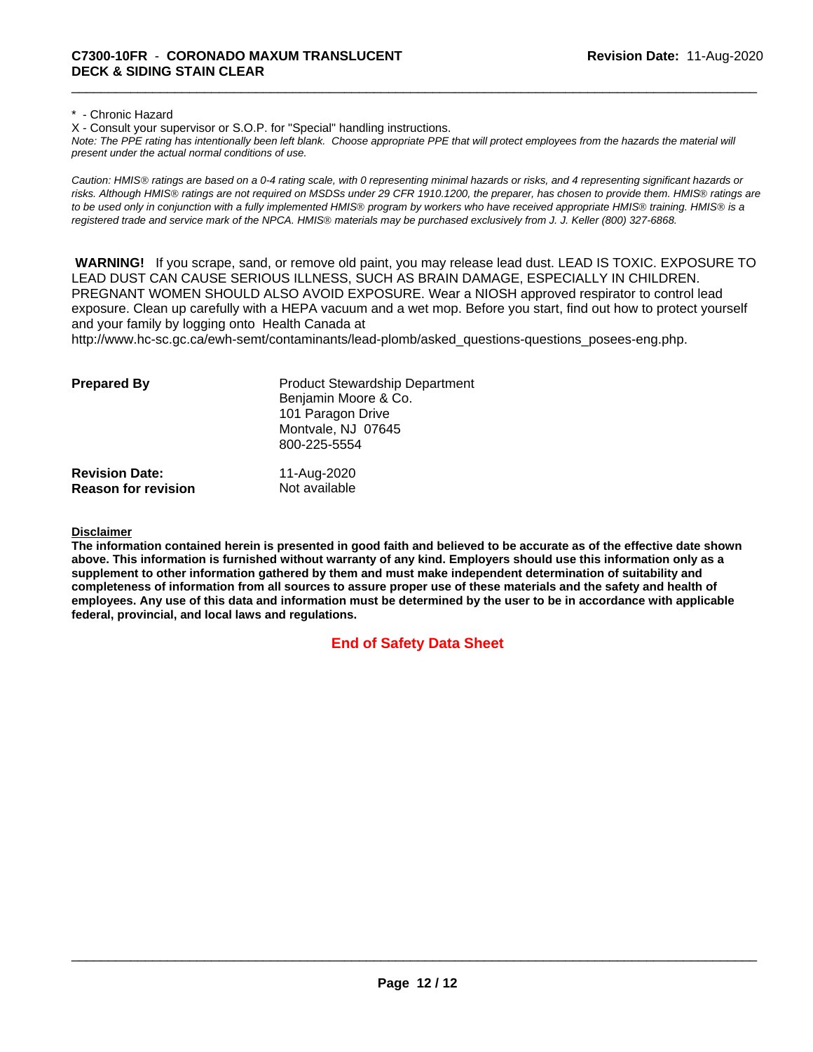\* - Chronic Hazard

X - Consult your supervisor or S.O.P. for "Special" handling instructions.

*Note: The PPE rating has intentionally been left blank. Choose appropriate PPE that will protect employees from the hazards the material will present under the actual normal conditions of use.*

*Caution: HMIS® ratings are based on a 0-4 rating scale, with 0 representing minimal hazards or risks, and 4 representing significant hazards or risks. Although HMIS® ratings are not required on MSDSs under 29 CFR 1910.1200, the preparer, has chosen to provide them. HMIS® ratings are to be used only in conjunction with a fully implemented HMIS® program by workers who have received appropriate HMIS® training. HMIS® is a registered trade and service mark of the NPCA. HMIS® materials may be purchased exclusively from J. J. Keller (800) 327-6868.*

**WARNING!** If you scrape, sand, or remove old paint, you may release lead dust. LEAD IS TOXIC. EXPOSURE TO LEAD DUST CAN CAUSE SERIOUS ILLNESS, SUCH AS BRAIN DAMAGE, ESPECIALLY IN CHILDREN. PREGNANT WOMEN SHOULD ALSO AVOID EXPOSURE. Wear a NIOSH approved respirator to control lead exposure. Clean up carefully with a HEPA vacuum and a wet mop. Before you start, find out how to protect yourself and your family by logging onto Health Canada at http://www.hc-sc.gc.ca/ewh-semt/contaminants/lead-plomb/asked_questions-questions_posees-eng.php.

| | |
|---|---|
| **Prepared By** | Product Stewardship Department<br>Benjamin Moore & Co.<br>101 Paragon Drive<br>Montvale, NJ 07645<br>800-225-5554 |
| **Revision Date:** | 11-Aug-2020 |
| **Reason for revision** | Not available |

**Disclaimer**

**The information contained herein is presented in good faith and believed to be accurate as of the effective date shown above. This information is furnished without warranty of any kind. Employers should use this information only as a supplement to other information gathered by them and must make independent determination of suitability and completeness of information from all sources to assure proper use of these materials and the safety and health of employees. Any use of this data and information must be determined by the user to be in accordance with applicable federal, provincial, and local laws and regulations.**

**End of Safety Data Sheet**